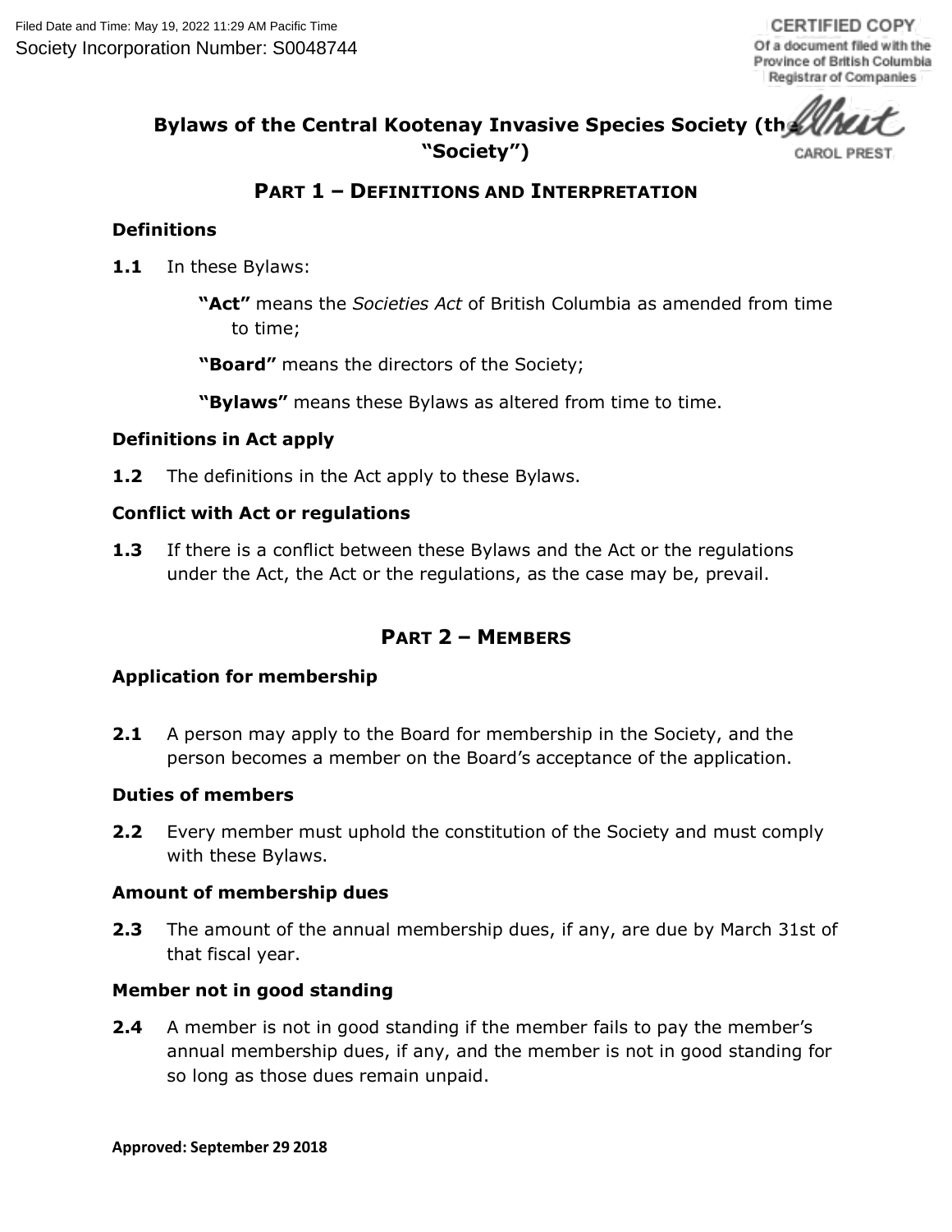Filed Date and Time: May 19, 2022 11:29 AM Pacific Time
Society Incorporation Number: S0048744

CERTIFIED COPY
Of a document filed with the Province of British Columbia Registrar of Companies
CAROL PREST

# Bylaws of the Central Kootenay Invasive Species Society (the "Society")

## PART 1 – DEFINITIONS AND INTERPRETATION

### Definitions

**1.1** In these Bylaws:

**"Act"** means the *Societies Act* of British Columbia as amended from time to time;

**"Board"** means the directors of the Society;

**"Bylaws"** means these Bylaws as altered from time to time.

### Definitions in Act apply

**1.2** The definitions in the Act apply to these Bylaws.

### Conflict with Act or regulations

**1.3** If there is a conflict between these Bylaws and the Act or the regulations under the Act, the Act or the regulations, as the case may be, prevail.

## PART 2 – MEMBERS

### Application for membership

**2.1** A person may apply to the Board for membership in the Society, and the person becomes a member on the Board's acceptance of the application.

### Duties of members

**2.2** Every member must uphold the constitution of the Society and must comply with these Bylaws.

### Amount of membership dues

**2.3** The amount of the annual membership dues, if any, are due by March 31st of that fiscal year.

### Member not in good standing

**2.4** A member is not in good standing if the member fails to pay the member's annual membership dues, if any, and the member is not in good standing for so long as those dues remain unpaid.

**Approved: September 29 2018**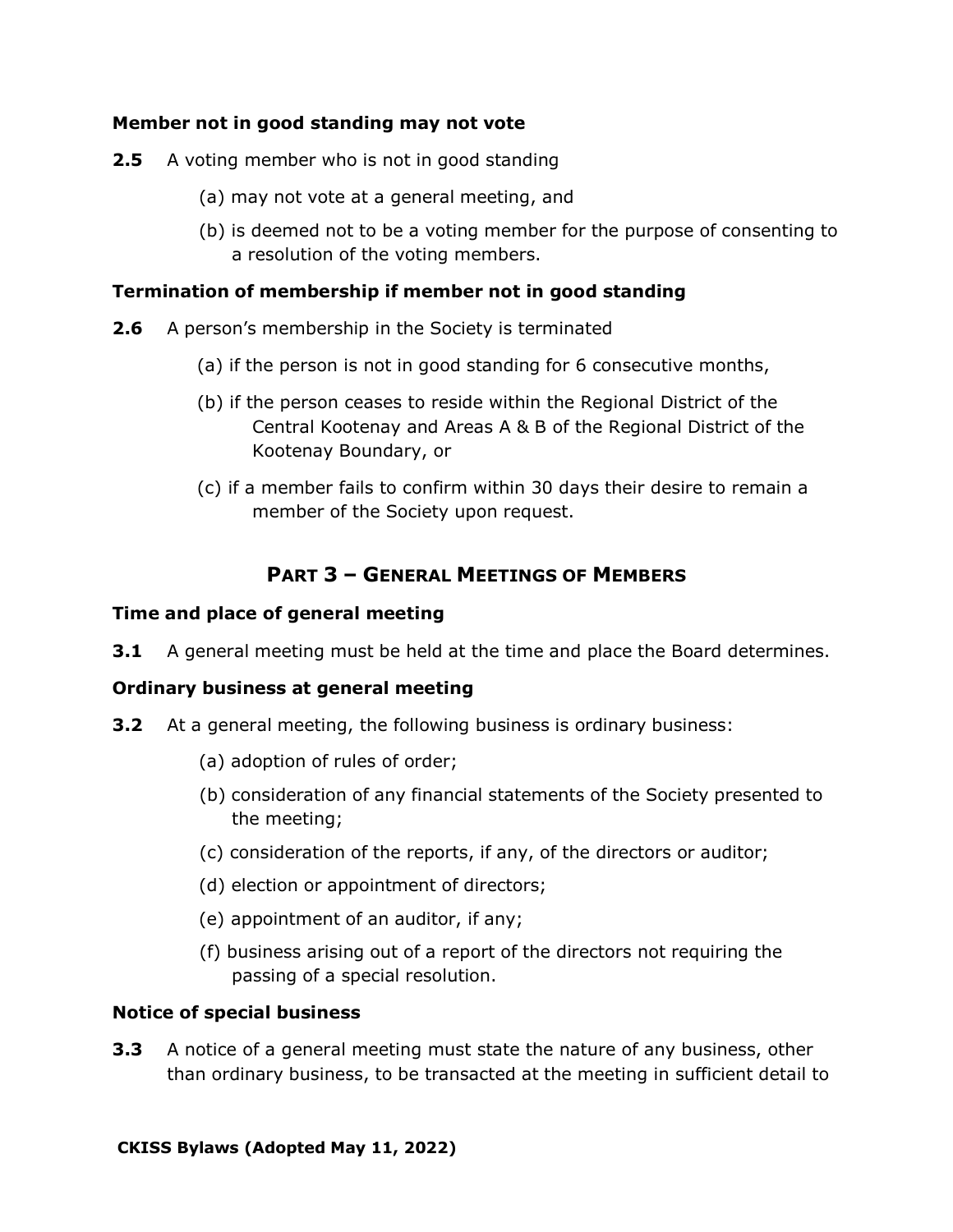**Member not in good standing may not vote**

**2.5** A voting member who is not in good standing

(a) may not vote at a general meeting, and

(b) is deemed not to be a voting member for the purpose of consenting to a resolution of the voting members.

**Termination of membership if member not in good standing**

**2.6** A person's membership in the Society is terminated

(a) if the person is not in good standing for 6 consecutive months,

(b) if the person ceases to reside within the Regional District of the Central Kootenay and Areas A & B of the Regional District of the Kootenay Boundary, or

(c) if a member fails to confirm within 30 days their desire to remain a member of the Society upon request.

## PART 3 – GENERAL MEETINGS OF MEMBERS

**Time and place of general meeting**

**3.1** A general meeting must be held at the time and place the Board determines.

**Ordinary business at general meeting**

**3.2** At a general meeting, the following business is ordinary business:

(a) adoption of rules of order;

(b) consideration of any financial statements of the Society presented to the meeting;

(c) consideration of the reports, if any, of the directors or auditor;

(d) election or appointment of directors;

(e) appointment of an auditor, if any;

(f) business arising out of a report of the directors not requiring the passing of a special resolution.

**Notice of special business**

**3.3** A notice of a general meeting must state the nature of any business, other than ordinary business, to be transacted at the meeting in sufficient detail to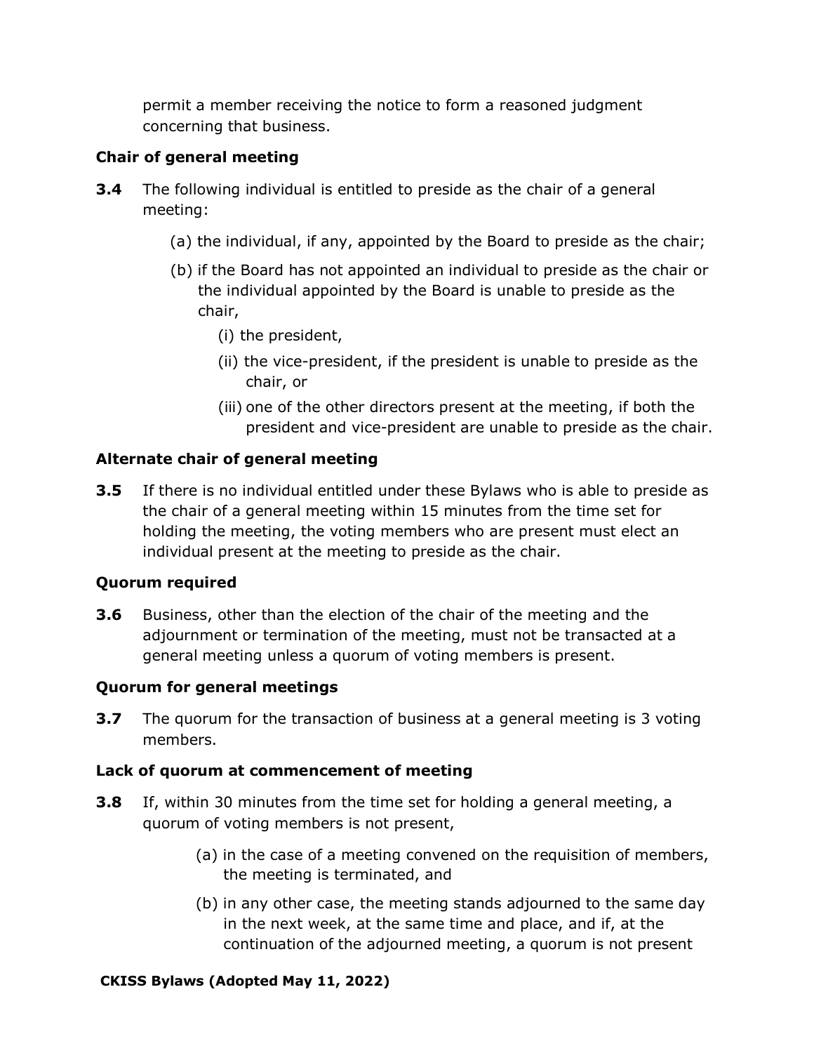permit a member receiving the notice to form a reasoned judgment concerning that business.

**Chair of general meeting**

**3.4** The following individual is entitled to preside as the chair of a general meeting:

(a) the individual, if any, appointed by the Board to preside as the chair;

(b) if the Board has not appointed an individual to preside as the chair or the individual appointed by the Board is unable to preside as the chair,

(i) the president,

(ii) the vice-president, if the president is unable to preside as the chair, or

(iii) one of the other directors present at the meeting, if both the president and vice-president are unable to preside as the chair.

**Alternate chair of general meeting**

**3.5** If there is no individual entitled under these Bylaws who is able to preside as the chair of a general meeting within 15 minutes from the time set for holding the meeting, the voting members who are present must elect an individual present at the meeting to preside as the chair.

**Quorum required**

**3.6** Business, other than the election of the chair of the meeting and the adjournment or termination of the meeting, must not be transacted at a general meeting unless a quorum of voting members is present.

**Quorum for general meetings**

**3.7** The quorum for the transaction of business at a general meeting is 3 voting members.

**Lack of quorum at commencement of meeting**

**3.8** If, within 30 minutes from the time set for holding a general meeting, a quorum of voting members is not present,

(a) in the case of a meeting convened on the requisition of members, the meeting is terminated, and

(b) in any other case, the meeting stands adjourned to the same day in the next week, at the same time and place, and if, at the continuation of the adjourned meeting, a quorum is not present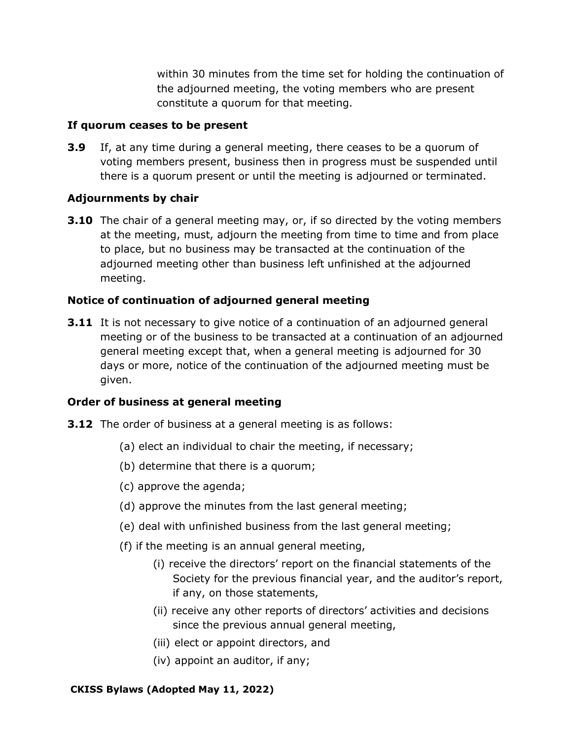within 30 minutes from the time set for holding the continuation of the adjourned meeting, the voting members who are present constitute a quorum for that meeting.

**If quorum ceases to be present**

**3.9** If, at any time during a general meeting, there ceases to be a quorum of voting members present, business then in progress must be suspended until there is a quorum present or until the meeting is adjourned or terminated.

**Adjournments by chair**

**3.10** The chair of a general meeting may, or, if so directed by the voting members at the meeting, must, adjourn the meeting from time to time and from place to place, but no business may be transacted at the continuation of the adjourned meeting other than business left unfinished at the adjourned meeting.

**Notice of continuation of adjourned general meeting**

**3.11** It is not necessary to give notice of a continuation of an adjourned general meeting or of the business to be transacted at a continuation of an adjourned general meeting except that, when a general meeting is adjourned for 30 days or more, notice of the continuation of the adjourned meeting must be given.

**Order of business at general meeting**

**3.12** The order of business at a general meeting is as follows:

(a) elect an individual to chair the meeting, if necessary;

(b) determine that there is a quorum;

(c) approve the agenda;

(d) approve the minutes from the last general meeting;

(e) deal with unfinished business from the last general meeting;

(f) if the meeting is an annual general meeting,

(i) receive the directors' report on the financial statements of the Society for the previous financial year, and the auditor's report, if any, on those statements,

(ii) receive any other reports of directors' activities and decisions since the previous annual general meeting,

(iii) elect or appoint directors, and

(iv) appoint an auditor, if any;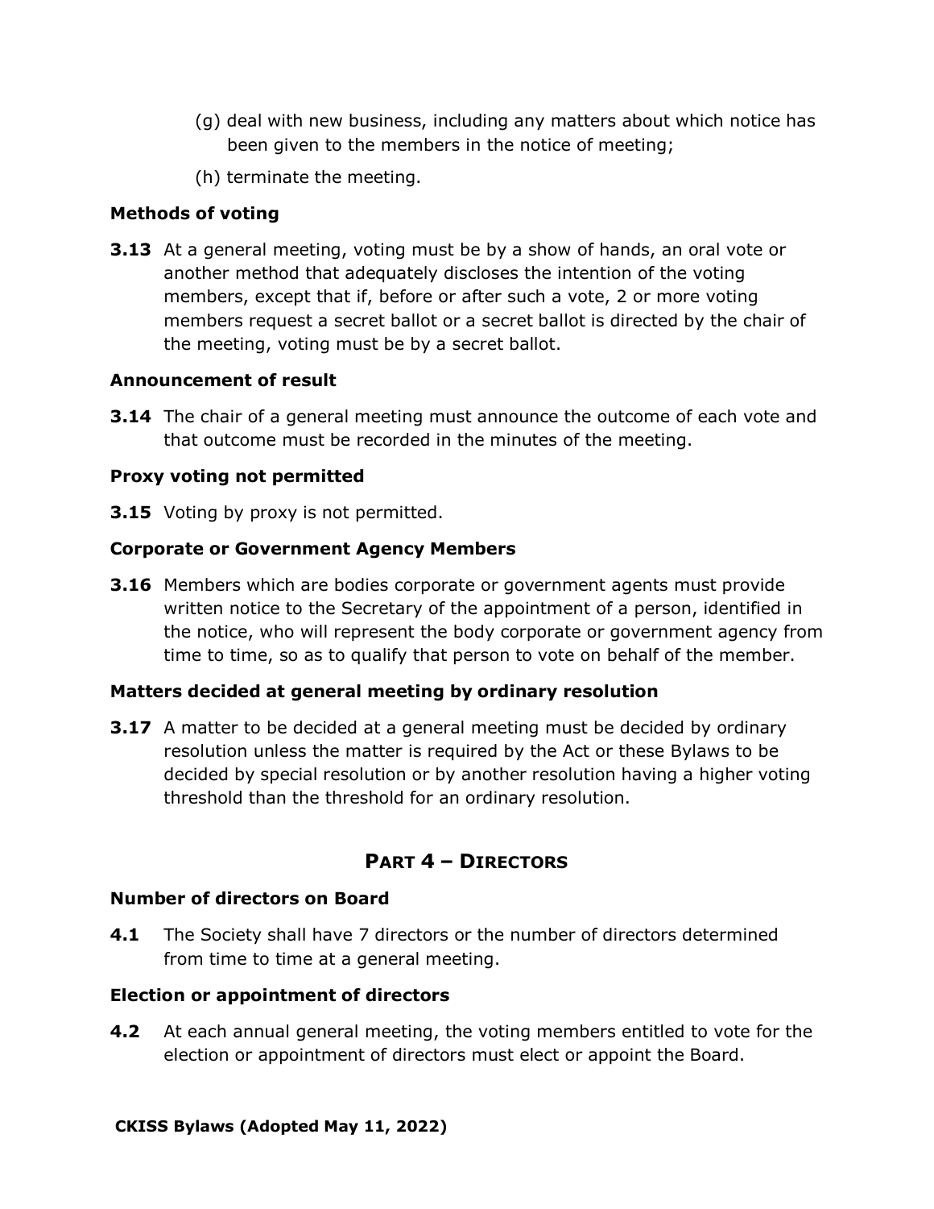(g) deal with new business, including any matters about which notice has been given to the members in the notice of meeting;

(h) terminate the meeting.

**Methods of voting**

**3.13** At a general meeting, voting must be by a show of hands, an oral vote or another method that adequately discloses the intention of the voting members, except that if, before or after such a vote, 2 or more voting members request a secret ballot or a secret ballot is directed by the chair of the meeting, voting must be by a secret ballot.

**Announcement of result**

**3.14** The chair of a general meeting must announce the outcome of each vote and that outcome must be recorded in the minutes of the meeting.

**Proxy voting not permitted**

**3.15** Voting by proxy is not permitted.

**Corporate or Government Agency Members**

**3.16** Members which are bodies corporate or government agents must provide written notice to the Secretary of the appointment of a person, identified in the notice, who will represent the body corporate or government agency from time to time, so as to qualify that person to vote on behalf of the member.

**Matters decided at general meeting by ordinary resolution**

**3.17** A matter to be decided at a general meeting must be decided by ordinary resolution unless the matter is required by the Act or these Bylaws to be decided by special resolution or by another resolution having a higher voting threshold than the threshold for an ordinary resolution.

## PART 4 – DIRECTORS

**Number of directors on Board**

**4.1** The Society shall have 7 directors or the number of directors determined from time to time at a general meeting.

**Election or appointment of directors**

**4.2** At each annual general meeting, the voting members entitled to vote for the election or appointment of directors must elect or appoint the Board.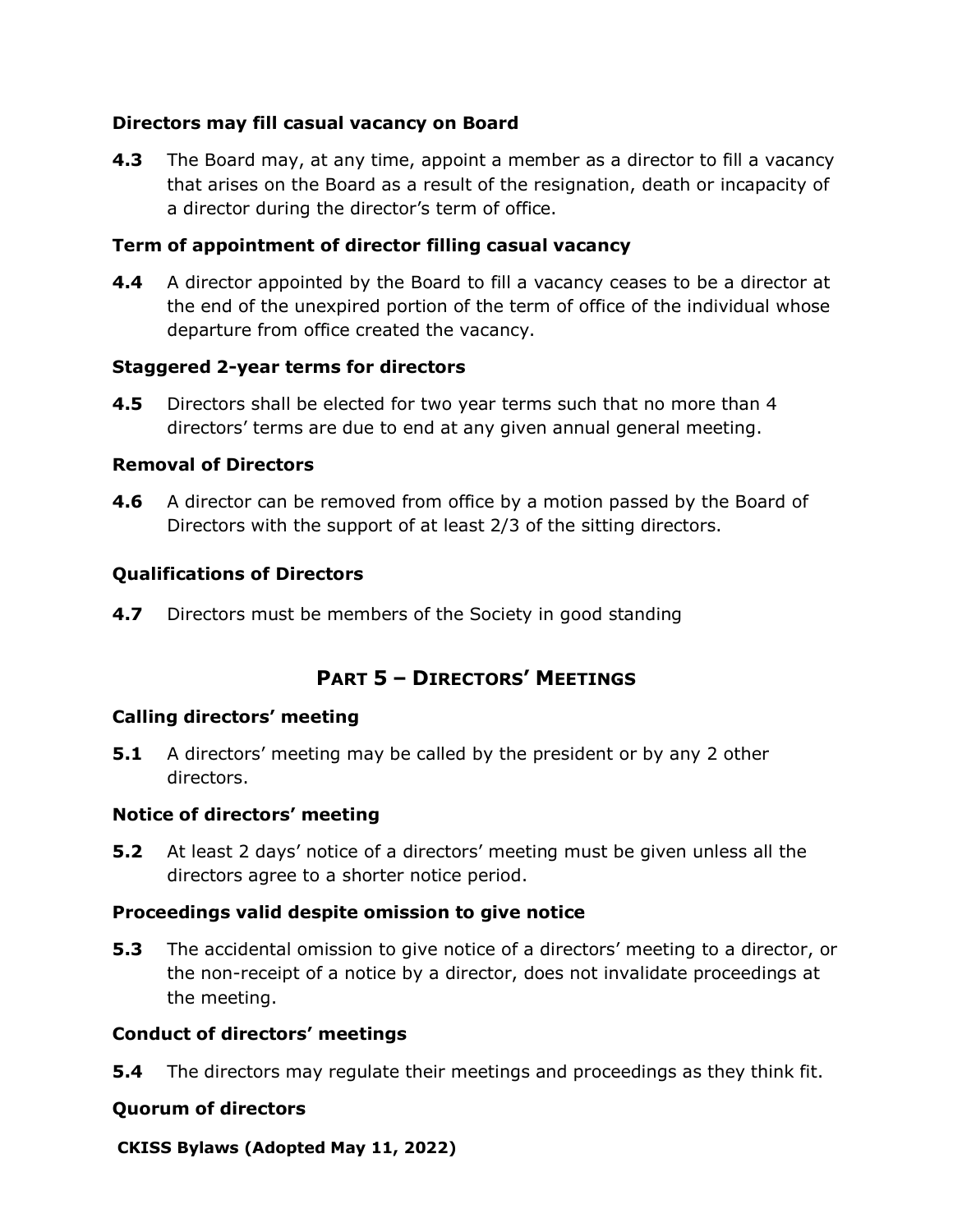### Directors may fill casual vacancy on Board

**4.3** The Board may, at any time, appoint a member as a director to fill a vacancy that arises on the Board as a result of the resignation, death or incapacity of a director during the director's term of office.

### Term of appointment of director filling casual vacancy

**4.4** A director appointed by the Board to fill a vacancy ceases to be a director at the end of the unexpired portion of the term of office of the individual whose departure from office created the vacancy.

### Staggered 2-year terms for directors

**4.5** Directors shall be elected for two year terms such that no more than 4 directors' terms are due to end at any given annual general meeting.

### Removal of Directors

**4.6** A director can be removed from office by a motion passed by the Board of Directors with the support of at least 2/3 of the sitting directors.

### Qualifications of Directors

**4.7** Directors must be members of the Society in good standing

## PART 5 – DIRECTORS' MEETINGS

### Calling directors' meeting

**5.1** A directors' meeting may be called by the president or by any 2 other directors.

### Notice of directors' meeting

**5.2** At least 2 days' notice of a directors' meeting must be given unless all the directors agree to a shorter notice period.

### Proceedings valid despite omission to give notice

**5.3** The accidental omission to give notice of a directors' meeting to a director, or the non-receipt of a notice by a director, does not invalidate proceedings at the meeting.

### Conduct of directors' meetings

**5.4** The directors may regulate their meetings and proceedings as they think fit.

### Quorum of directors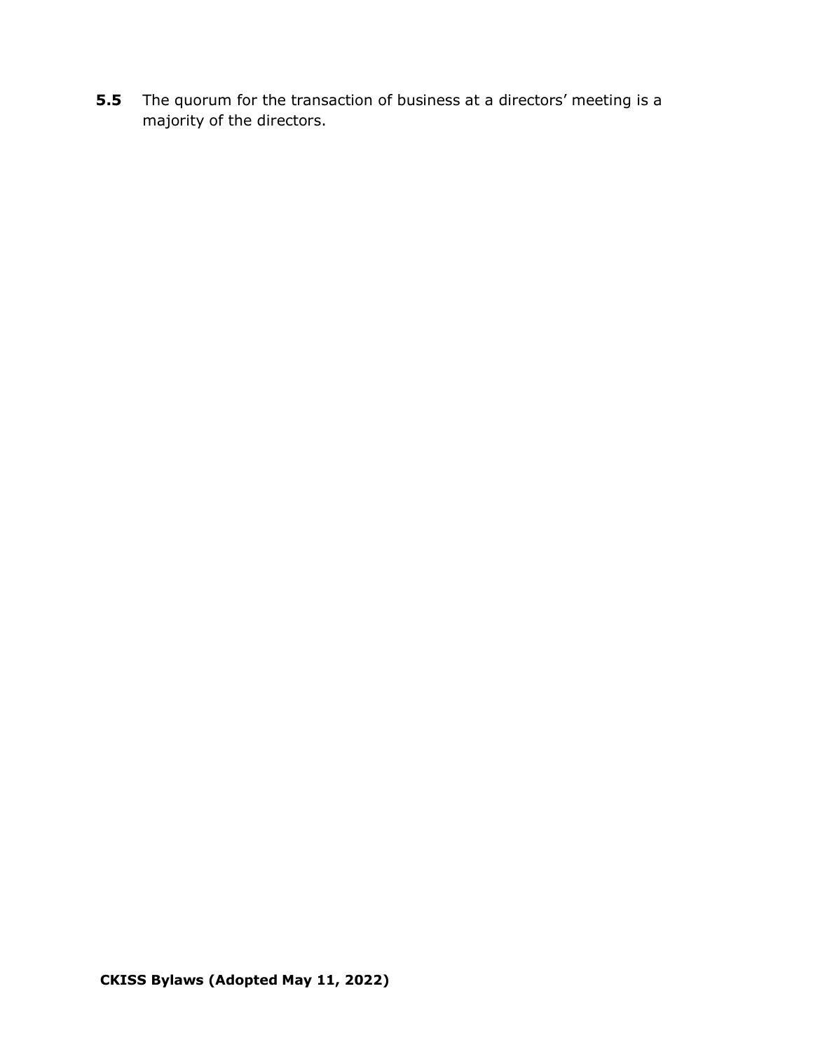**5.5** The quorum for the transaction of business at a directors' meeting is a majority of the directors.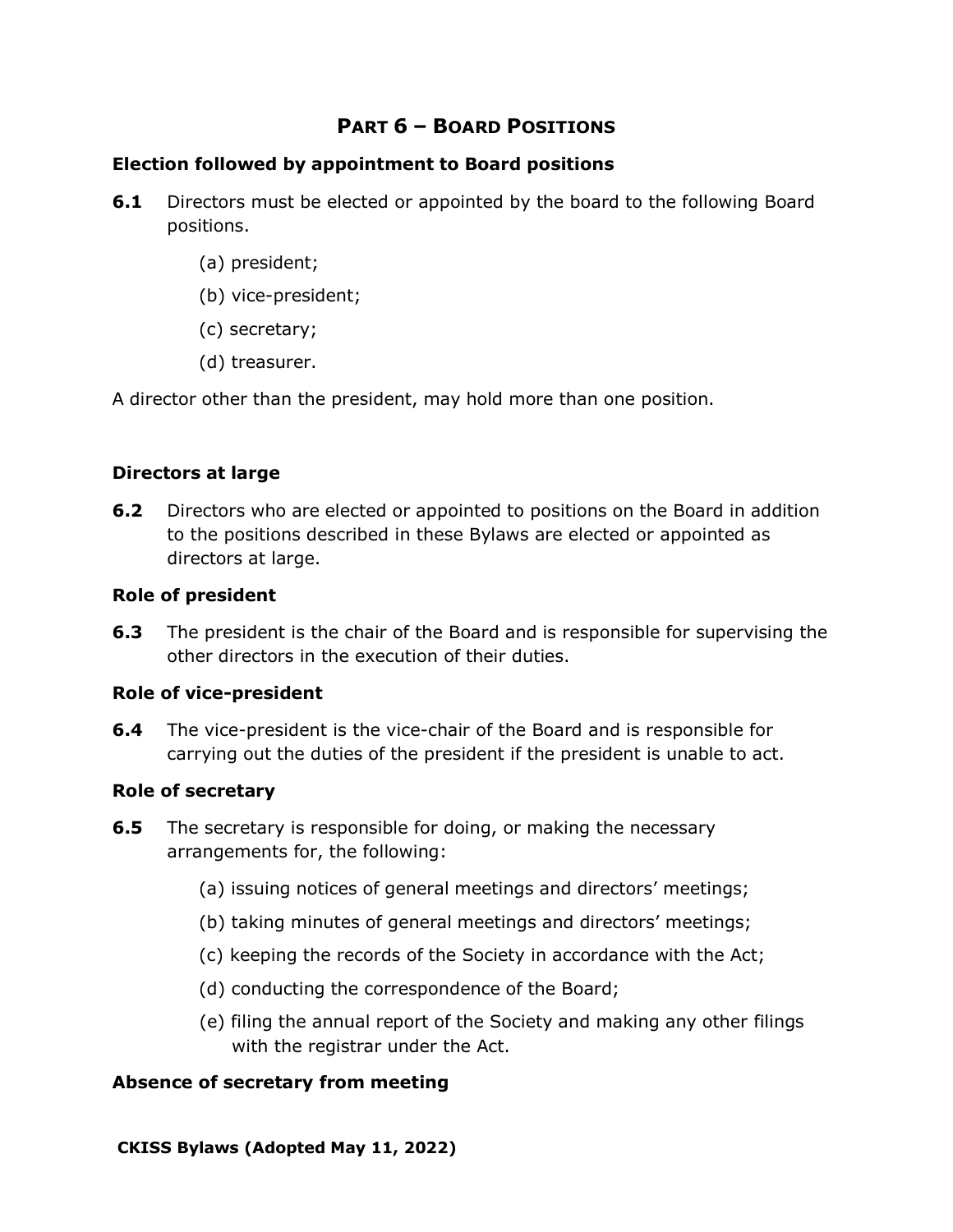## PART 6 – BOARD POSITIONS

### Election followed by appointment to Board positions

**6.1** Directors must be elected or appointed by the board to the following Board positions.

(a) president;

(b) vice-president;

(c) secretary;

(d) treasurer.

A director other than the president, may hold more than one position.

### Directors at large

**6.2** Directors who are elected or appointed to positions on the Board in addition to the positions described in these Bylaws are elected or appointed as directors at large.

### Role of president

**6.3** The president is the chair of the Board and is responsible for supervising the other directors in the execution of their duties.

### Role of vice-president

**6.4** The vice-president is the vice-chair of the Board and is responsible for carrying out the duties of the president if the president is unable to act.

### Role of secretary

**6.5** The secretary is responsible for doing, or making the necessary arrangements for, the following:

(a) issuing notices of general meetings and directors' meetings;

(b) taking minutes of general meetings and directors' meetings;

(c) keeping the records of the Society in accordance with the Act;

(d) conducting the correspondence of the Board;

(e) filing the annual report of the Society and making any other filings with the registrar under the Act.

### Absence of secretary from meeting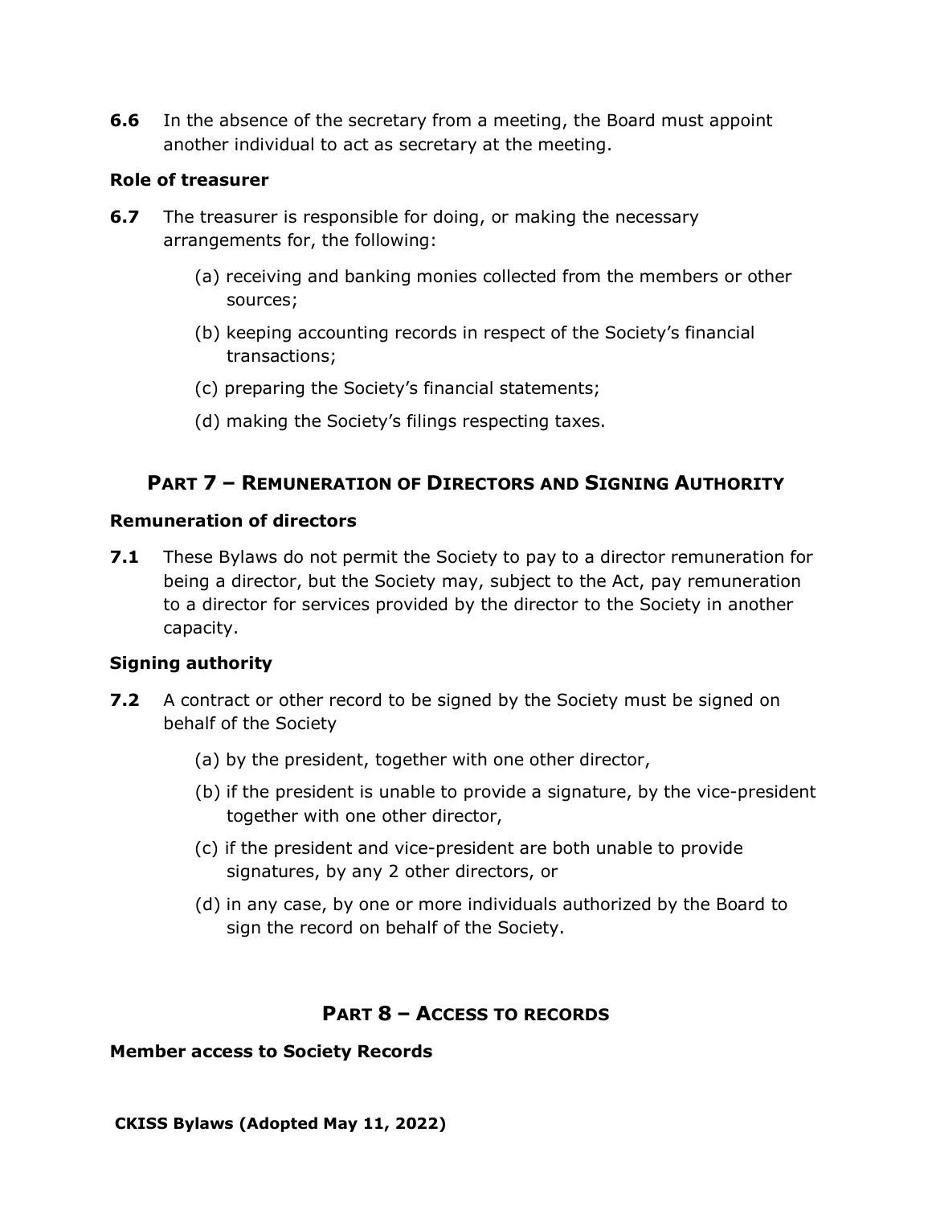**6.6** In the absence of the secretary from a meeting, the Board must appoint another individual to act as secretary at the meeting.

### Role of treasurer

**6.7** The treasurer is responsible for doing, or making the necessary arrangements for, the following:

- (a) receiving and banking monies collected from the members or other sources;
- (b) keeping accounting records in respect of the Society's financial transactions;
- (c) preparing the Society's financial statements;
- (d) making the Society's filings respecting taxes.

## PART 7 – REMUNERATION OF DIRECTORS AND SIGNING AUTHORITY

### Remuneration of directors

**7.1** These Bylaws do not permit the Society to pay to a director remuneration for being a director, but the Society may, subject to the Act, pay remuneration to a director for services provided by the director to the Society in another capacity.

### Signing authority

**7.2** A contract or other record to be signed by the Society must be signed on behalf of the Society

- (a) by the president, together with one other director,
- (b) if the president is unable to provide a signature, by the vice-president together with one other director,
- (c) if the president and vice-president are both unable to provide signatures, by any 2 other directors, or
- (d) in any case, by one or more individuals authorized by the Board to sign the record on behalf of the Society.

## PART 8 – ACCESS TO RECORDS

### Member access to Society Records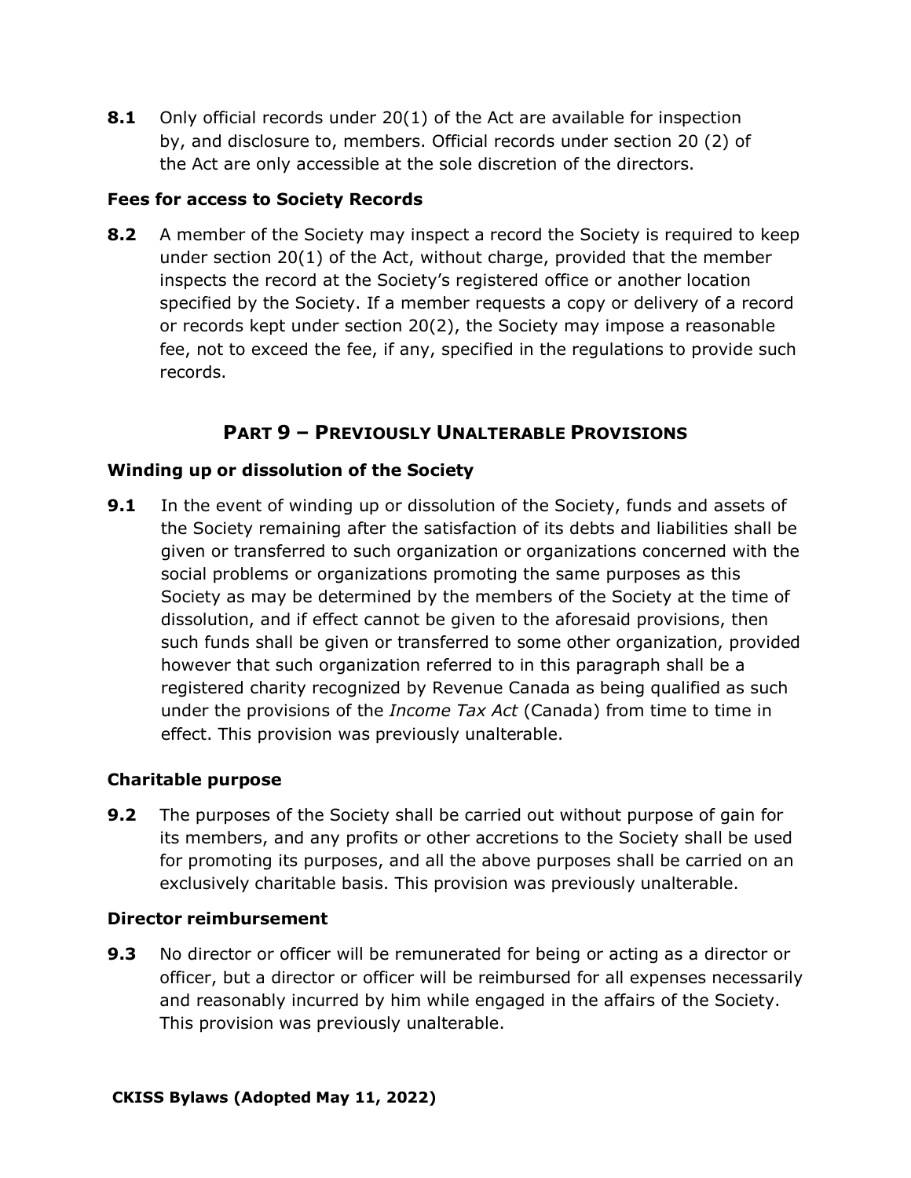**8.1** Only official records under 20(1) of the Act are available for inspection by, and disclosure to, members. Official records under section 20 (2) of the Act are only accessible at the sole discretion of the directors.

### Fees for access to Society Records

**8.2** A member of the Society may inspect a record the Society is required to keep under section 20(1) of the Act, without charge, provided that the member inspects the record at the Society's registered office or another location specified by the Society. If a member requests a copy or delivery of a record or records kept under section 20(2), the Society may impose a reasonable fee, not to exceed the fee, if any, specified in the regulations to provide such records.

## PART 9 – PREVIOUSLY UNALTERABLE PROVISIONS

### Winding up or dissolution of the Society

**9.1** In the event of winding up or dissolution of the Society, funds and assets of the Society remaining after the satisfaction of its debts and liabilities shall be given or transferred to such organization or organizations concerned with the social problems or organizations promoting the same purposes as this Society as may be determined by the members of the Society at the time of dissolution, and if effect cannot be given to the aforesaid provisions, then such funds shall be given or transferred to some other organization, provided however that such organization referred to in this paragraph shall be a registered charity recognized by Revenue Canada as being qualified as such under the provisions of the *Income Tax Act* (Canada) from time to time in effect. This provision was previously unalterable.

### Charitable purpose

**9.2** The purposes of the Society shall be carried out without purpose of gain for its members, and any profits or other accretions to the Society shall be used for promoting its purposes, and all the above purposes shall be carried on an exclusively charitable basis. This provision was previously unalterable.

### Director reimbursement

**9.3** No director or officer will be remunerated for being or acting as a director or officer, but a director or officer will be reimbursed for all expenses necessarily and reasonably incurred by him while engaged in the affairs of the Society. This provision was previously unalterable.